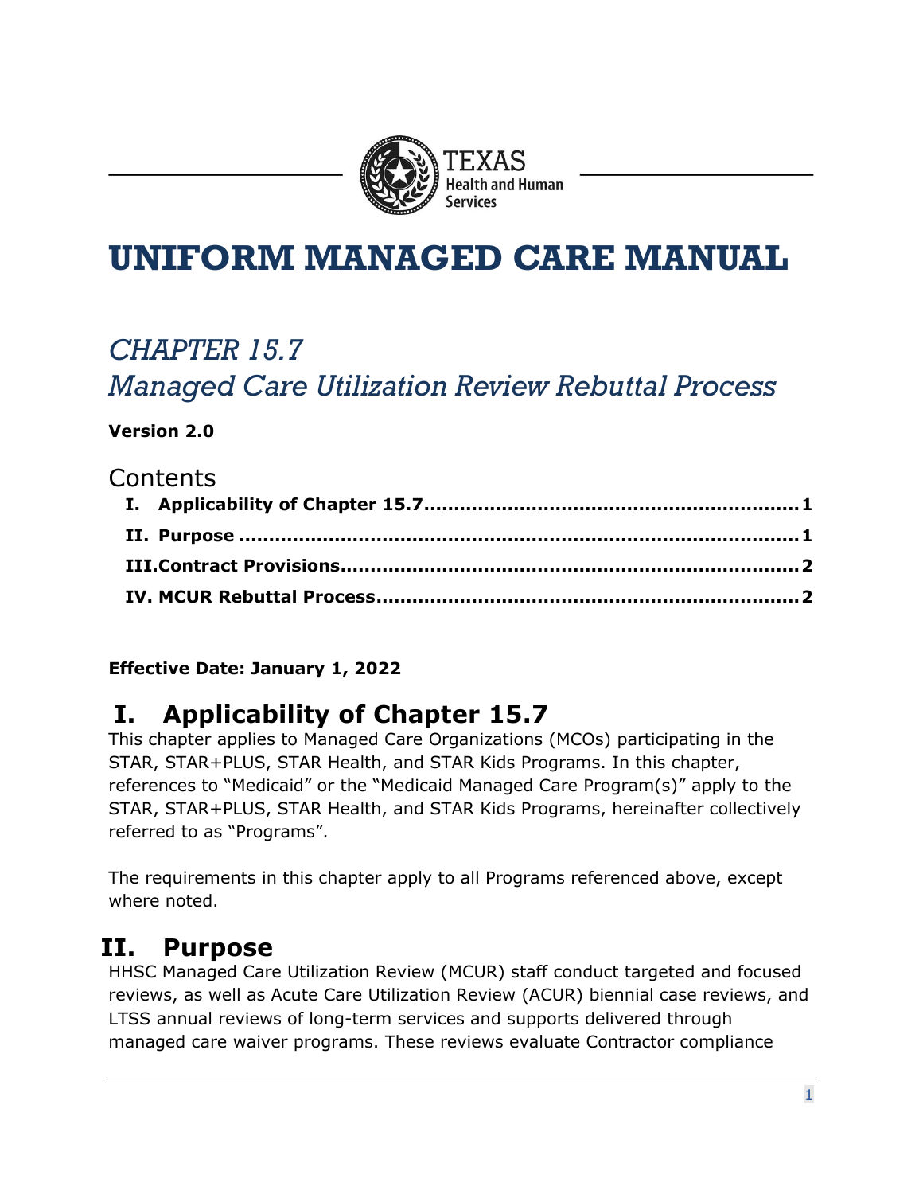TEXAS
Health and Human Services

# UNIFORM MANAGED CARE MANUAL

## *CHAPTER 15.7*
## *Managed Care Utilization Review Rebuttal Process*

**Version 2.0**

### Contents

- **I. Applicability of Chapter 15.7 ........................................ 1**
- **II. Purpose ........................................ 1**
- **III. Contract Provisions ........................................ 2**
- **IV. MCUR Rebuttal Process ........................................ 2**

**Effective Date: January 1, 2022**

## I. Applicability of Chapter 15.7

This chapter applies to Managed Care Organizations (MCOs) participating in the STAR, STAR+PLUS, STAR Health, and STAR Kids Programs. In this chapter, references to "Medicaid" or the "Medicaid Managed Care Program(s)" apply to the STAR, STAR+PLUS, STAR Health, and STAR Kids Programs, hereinafter collectively referred to as "Programs".

The requirements in this chapter apply to all Programs referenced above, except where noted.

## II. Purpose

HHSC Managed Care Utilization Review (MCUR) staff conduct targeted and focused reviews, as well as Acute Care Utilization Review (ACUR) biennial case reviews, and LTSS annual reviews of long-term services and supports delivered through managed care waiver programs. These reviews evaluate Contractor compliance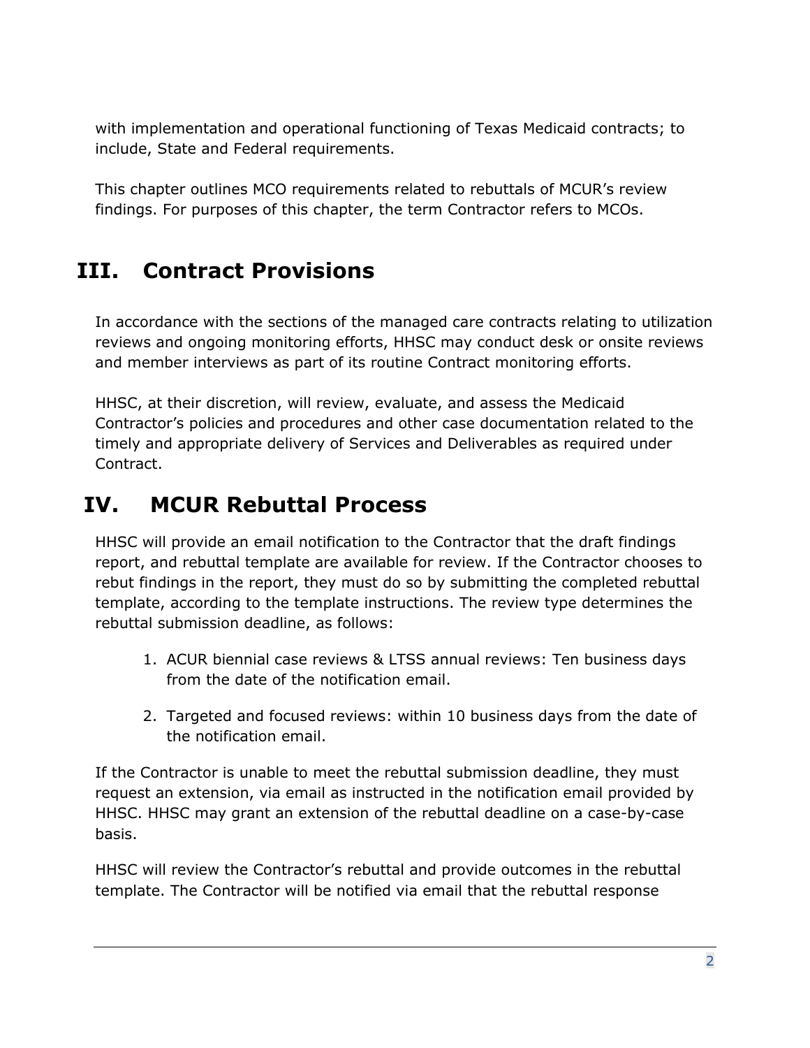with implementation and operational functioning of Texas Medicaid contracts; to include, State and Federal requirements.

This chapter outlines MCO requirements related to rebuttals of MCUR's review findings. For purposes of this chapter, the term Contractor refers to MCOs.

# III. Contract Provisions

In accordance with the sections of the managed care contracts relating to utilization reviews and ongoing monitoring efforts, HHSC may conduct desk or onsite reviews and member interviews as part of its routine Contract monitoring efforts.

HHSC, at their discretion, will review, evaluate, and assess the Medicaid Contractor's policies and procedures and other case documentation related to the timely and appropriate delivery of Services and Deliverables as required under Contract.

# IV. MCUR Rebuttal Process

HHSC will provide an email notification to the Contractor that the draft findings report, and rebuttal template are available for review. If the Contractor chooses to rebut findings in the report, they must do so by submitting the completed rebuttal template, according to the template instructions. The review type determines the rebuttal submission deadline, as follows:

1. ACUR biennial case reviews & LTSS annual reviews: Ten business days from the date of the notification email.
2. Targeted and focused reviews: within 10 business days from the date of the notification email.

If the Contractor is unable to meet the rebuttal submission deadline, they must request an extension, via email as instructed in the notification email provided by HHSC. HHSC may grant an extension of the rebuttal deadline on a case-by-case basis.

HHSC will review the Contractor's rebuttal and provide outcomes in the rebuttal template. The Contractor will be notified via email that the rebuttal response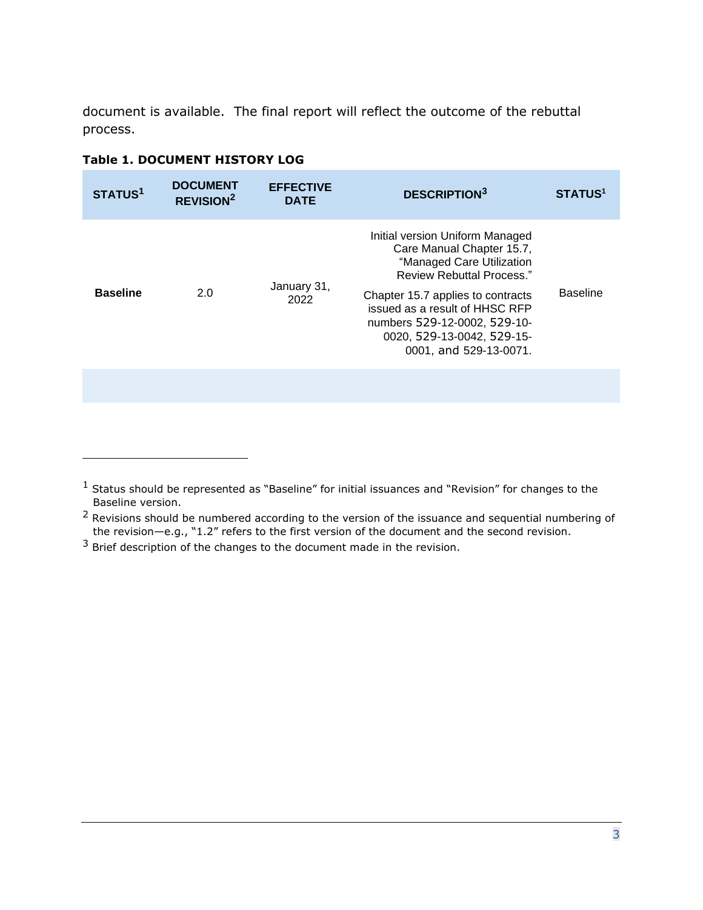document is available. The final report will reflect the outcome of the rebuttal process.

**Table 1. DOCUMENT HISTORY LOG**

| STATUS[1] | DOCUMENT REVISION[2] | EFFECTIVE DATE | DESCRIPTION[3] | STATUS[1] |
|---|---|---|---|---|
| **Baseline** | 2.0 | January 31, 2022 | Initial version Uniform Managed Care Manual Chapter 15.7, "Managed Care Utilization Review Rebuttal Process." Chapter 15.7 applies to contracts issued as a result of HHSC RFP numbers 529-12-0002, 529-10-0020, 529-13-0042, 529-15-0001, and 529-13-0071. | Baseline |
| | | | | |

[1] Status should be represented as "Baseline" for initial issuances and "Revision" for changes to the Baseline version.

[2] Revisions should be numbered according to the version of the issuance and sequential numbering of the revision—e.g., "1.2" refers to the first version of the document and the second revision.

[3] Brief description of the changes to the document made in the revision.